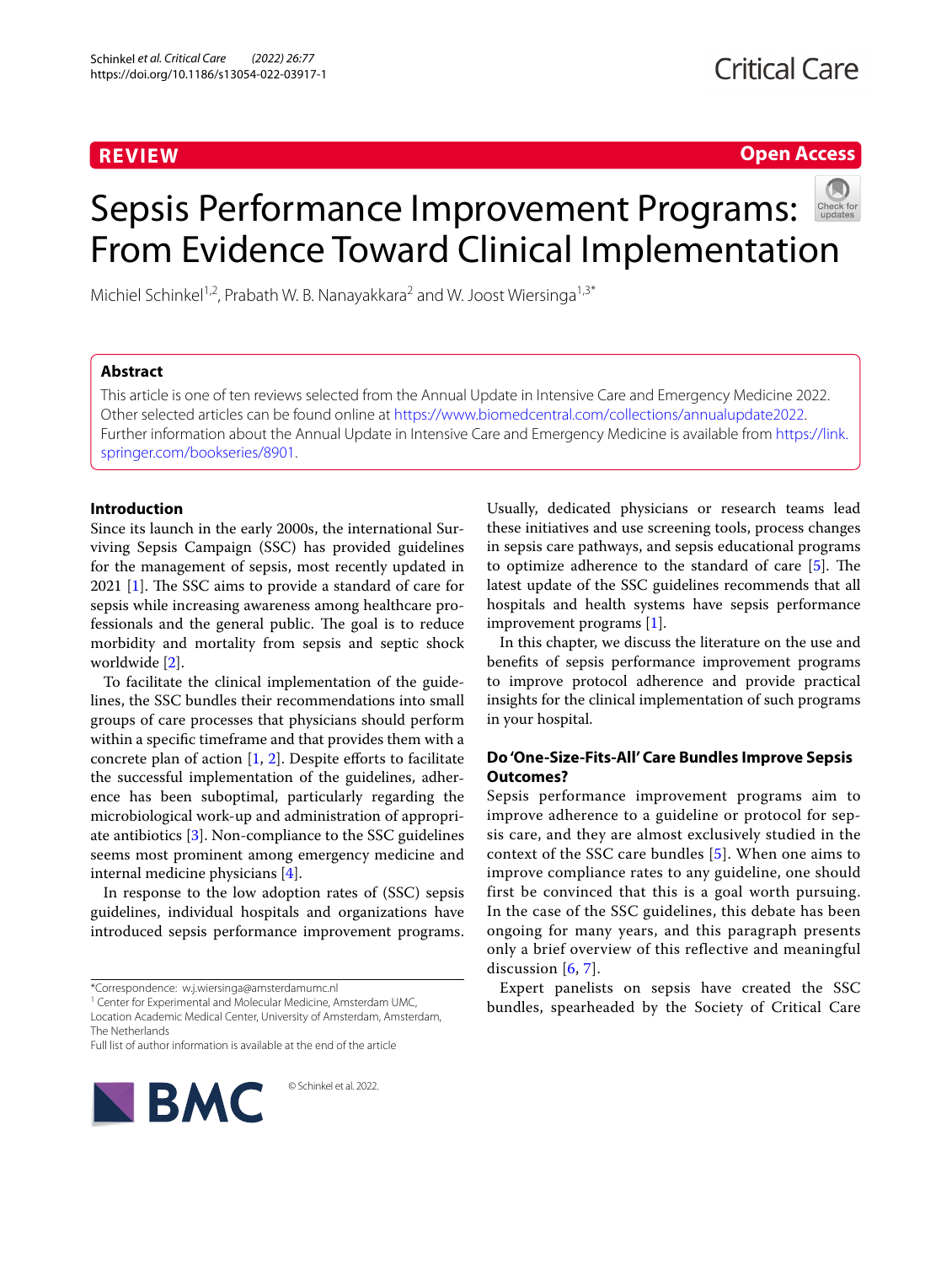REVIEW

Open Access

# Sepsis Performance Improvement Programs: From Evidence Toward Clinical Implementation

Michiel Schinkel[1,2], Prabath W. B. Nanayakkara[2] and W. Joost Wiersinga[1,3*]

## Abstract

This article is one of ten reviews selected from the Annual Update in Intensive Care and Emergency Medicine 2022. Other selected articles can be found online at https://www.biomedcentral.com/collections/annualupdate2022. Further information about the Annual Update in Intensive Care and Emergency Medicine is available from https://link.springer.com/bookseries/8901.

## Introduction

Since its launch in the early 2000s, the international Surviving Sepsis Campaign (SSC) has provided guidelines for the management of sepsis, most recently updated in 2021 [1]. The SSC aims to provide a standard of care for sepsis while increasing awareness among healthcare professionals and the general public. The goal is to reduce morbidity and mortality from sepsis and septic shock worldwide [2].

To facilitate the clinical implementation of the guidelines, the SSC bundles their recommendations into small groups of care processes that physicians should perform within a specific timeframe and that provides them with a concrete plan of action [1, 2]. Despite efforts to facilitate the successful implementation of the guidelines, adherence has been suboptimal, particularly regarding the microbiological work-up and administration of appropriate antibiotics [3]. Non-compliance to the SSC guidelines seems most prominent among emergency medicine and internal medicine physicians [4].

In response to the low adoption rates of (SSC) sepsis guidelines, individual hospitals and organizations have introduced sepsis performance improvement programs. Usually, dedicated physicians or research teams lead these initiatives and use screening tools, process changes in sepsis care pathways, and sepsis educational programs to optimize adherence to the standard of care [5]. The latest update of the SSC guidelines recommends that all hospitals and health systems have sepsis performance improvement programs [1].

In this chapter, we discuss the literature on the use and benefits of sepsis performance improvement programs to improve protocol adherence and provide practical insights for the clinical implementation of such programs in your hospital.

## Do 'One-Size-Fits-All' Care Bundles Improve Sepsis Outcomes?

Sepsis performance improvement programs aim to improve adherence to a guideline or protocol for sepsis care, and they are almost exclusively studied in the context of the SSC care bundles [5]. When one aims to improve compliance rates to any guideline, one should first be convinced that this is a goal worth pursuing. In the case of the SSC guidelines, this debate has been ongoing for many years, and this paragraph presents only a brief overview of this reflective and meaningful discussion [6, 7].

Expert panelists on sepsis have created the SSC bundles, spearheaded by the Society of Critical Care

*Correspondence: w.j.wiersinga@amsterdamumc.nl
[1] Center for Experimental and Molecular Medicine, Amsterdam UMC, Location Academic Medical Center, University of Amsterdam, Amsterdam, The Netherlands
Full list of author information is available at the end of the article

© Schinkel et al. 2022.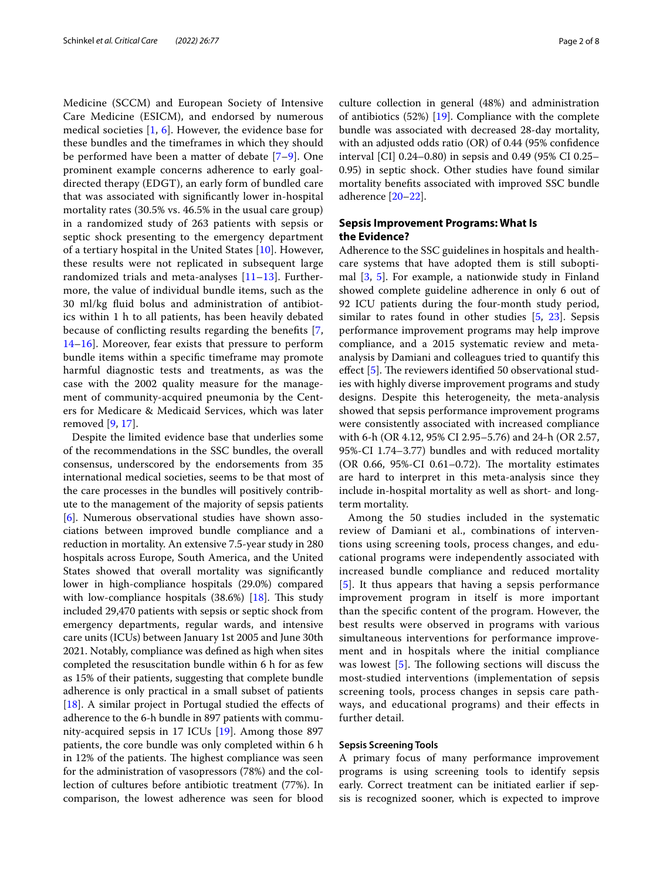Medicine (SCCM) and European Society of Intensive Care Medicine (ESICM), and endorsed by numerous medical societies [1, 6]. However, the evidence base for these bundles and the timeframes in which they should be performed have been a matter of debate [7–9]. One prominent example concerns adherence to early goal-directed therapy (EDGT), an early form of bundled care that was associated with significantly lower in-hospital mortality rates (30.5% vs. 46.5% in the usual care group) in a randomized study of 263 patients with sepsis or septic shock presenting to the emergency department of a tertiary hospital in the United States [10]. However, these results were not replicated in subsequent large randomized trials and meta-analyses [11–13]. Furthermore, the value of individual bundle items, such as the 30 ml/kg fluid bolus and administration of antibiotics within 1 h to all patients, has been heavily debated because of conflicting results regarding the benefits [7, 14–16]. Moreover, fear exists that pressure to perform bundle items within a specific timeframe may promote harmful diagnostic tests and treatments, as was the case with the 2002 quality measure for the management of community-acquired pneumonia by the Centers for Medicare & Medicaid Services, which was later removed [9, 17].

Despite the limited evidence base that underlies some of the recommendations in the SSC bundles, the overall consensus, underscored by the endorsements from 35 international medical societies, seems to be that most of the care processes in the bundles will positively contribute to the management of the majority of sepsis patients [6]. Numerous observational studies have shown associations between improved bundle compliance and a reduction in mortality. An extensive 7.5-year study in 280 hospitals across Europe, South America, and the United States showed that overall mortality was significantly lower in high-compliance hospitals (29.0%) compared with low-compliance hospitals (38.6%) [18]. This study included 29,470 patients with sepsis or septic shock from emergency departments, regular wards, and intensive care units (ICUs) between January 1st 2005 and June 30th 2021. Notably, compliance was defined as high when sites completed the resuscitation bundle within 6 h for as few as 15% of their patients, suggesting that complete bundle adherence is only practical in a small subset of patients [18]. A similar project in Portugal studied the effects of adherence to the 6-h bundle in 897 patients with community-acquired sepsis in 17 ICUs [19]. Among those 897 patients, the core bundle was only completed within 6 h in 12% of the patients. The highest compliance was seen for the administration of vasopressors (78%) and the collection of cultures before antibiotic treatment (77%). In comparison, the lowest adherence was seen for blood culture collection in general (48%) and administration of antibiotics (52%) [19]. Compliance with the complete bundle was associated with decreased 28-day mortality, with an adjusted odds ratio (OR) of 0.44 (95% confidence interval [CI] 0.24–0.80) in sepsis and 0.49 (95% CI 0.25–0.95) in septic shock. Other studies have found similar mortality benefits associated with improved SSC bundle adherence [20–22].

## Sepsis Improvement Programs: What Is the Evidence?

Adherence to the SSC guidelines in hospitals and healthcare systems that have adopted them is still suboptimal [3, 5]. For example, a nationwide study in Finland showed complete guideline adherence in only 6 out of 92 ICU patients during the four-month study period, similar to rates found in other studies [5, 23]. Sepsis performance improvement programs may help improve compliance, and a 2015 systematic review and meta-analysis by Damiani and colleagues tried to quantify this effect [5]. The reviewers identified 50 observational studies with highly diverse improvement programs and study designs. Despite this heterogeneity, the meta-analysis showed that sepsis performance improvement programs were consistently associated with increased compliance with 6-h (OR 4.12, 95% CI 2.95–5.76) and 24-h (OR 2.57, 95%-CI 1.74–3.77) bundles and with reduced mortality (OR 0.66, 95%-CI 0.61–0.72). The mortality estimates are hard to interpret in this meta-analysis since they include in-hospital mortality as well as short- and long-term mortality.

Among the 50 studies included in the systematic review of Damiani et al., combinations of interventions using screening tools, process changes, and educational programs were independently associated with increased bundle compliance and reduced mortality [5]. It thus appears that having a sepsis performance improvement program in itself is more important than the specific content of the program. However, the best results were observed in programs with various simultaneous interventions for performance improvement and in hospitals where the initial compliance was lowest [5]. The following sections will discuss the most-studied interventions (implementation of sepsis screening tools, process changes in sepsis care pathways, and educational programs) and their effects in further detail.

### Sepsis Screening Tools

A primary focus of many performance improvement programs is using screening tools to identify sepsis early. Correct treatment can be initiated earlier if sepsis is recognized sooner, which is expected to improve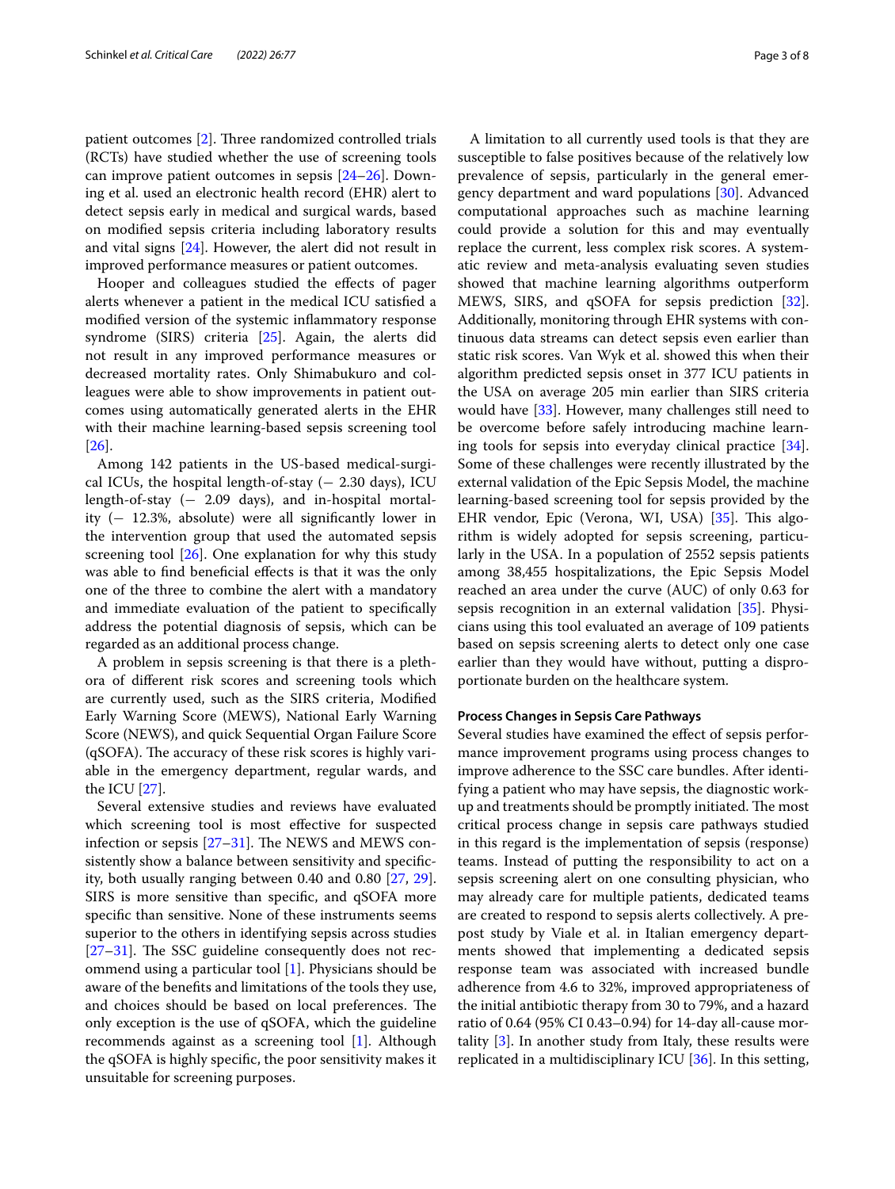patient outcomes [2]. Three randomized controlled trials (RCTs) have studied whether the use of screening tools can improve patient outcomes in sepsis [24–26]. Downing et al. used an electronic health record (EHR) alert to detect sepsis early in medical and surgical wards, based on modified sepsis criteria including laboratory results and vital signs [24]. However, the alert did not result in improved performance measures or patient outcomes.

Hooper and colleagues studied the effects of pager alerts whenever a patient in the medical ICU satisfied a modified version of the systemic inflammatory response syndrome (SIRS) criteria [25]. Again, the alerts did not result in any improved performance measures or decreased mortality rates. Only Shimabukuro and colleagues were able to show improvements in patient outcomes using automatically generated alerts in the EHR with their machine learning-based sepsis screening tool [26].

Among 142 patients in the US-based medical-surgical ICUs, the hospital length-of-stay (− 2.30 days), ICU length-of-stay (− 2.09 days), and in-hospital mortality (− 12.3%, absolute) were all significantly lower in the intervention group that used the automated sepsis screening tool [26]. One explanation for why this study was able to find beneficial effects is that it was the only one of the three to combine the alert with a mandatory and immediate evaluation of the patient to specifically address the potential diagnosis of sepsis, which can be regarded as an additional process change.

A problem in sepsis screening is that there is a plethora of different risk scores and screening tools which are currently used, such as the SIRS criteria, Modified Early Warning Score (MEWS), National Early Warning Score (NEWS), and quick Sequential Organ Failure Score (qSOFA). The accuracy of these risk scores is highly variable in the emergency department, regular wards, and the ICU [27].

Several extensive studies and reviews have evaluated which screening tool is most effective for suspected infection or sepsis [27–31]. The NEWS and MEWS consistently show a balance between sensitivity and specificity, both usually ranging between 0.40 and 0.80 [27, 29]. SIRS is more sensitive than specific, and qSOFA more specific than sensitive. None of these instruments seems superior to the others in identifying sepsis across studies [27–31]. The SSC guideline consequently does not recommend using a particular tool [1]. Physicians should be aware of the benefits and limitations of the tools they use, and choices should be based on local preferences. The only exception is the use of qSOFA, which the guideline recommends against as a screening tool [1]. Although the qSOFA is highly specific, the poor sensitivity makes it unsuitable for screening purposes.

A limitation to all currently used tools is that they are susceptible to false positives because of the relatively low prevalence of sepsis, particularly in the general emergency department and ward populations [30]. Advanced computational approaches such as machine learning could provide a solution for this and may eventually replace the current, less complex risk scores. A systematic review and meta-analysis evaluating seven studies showed that machine learning algorithms outperform MEWS, SIRS, and qSOFA for sepsis prediction [32]. Additionally, monitoring through EHR systems with continuous data streams can detect sepsis even earlier than static risk scores. Van Wyk et al. showed this when their algorithm predicted sepsis onset in 377 ICU patients in the USA on average 205 min earlier than SIRS criteria would have [33]. However, many challenges still need to be overcome before safely introducing machine learning tools for sepsis into everyday clinical practice [34]. Some of these challenges were recently illustrated by the external validation of the Epic Sepsis Model, the machine learning-based screening tool for sepsis provided by the EHR vendor, Epic (Verona, WI, USA) [35]. This algorithm is widely adopted for sepsis screening, particularly in the USA. In a population of 2552 sepsis patients among 38,455 hospitalizations, the Epic Sepsis Model reached an area under the curve (AUC) of only 0.63 for sepsis recognition in an external validation [35]. Physicians using this tool evaluated an average of 109 patients based on sepsis screening alerts to detect only one case earlier than they would have without, putting a disproportionate burden on the healthcare system.

#### Process Changes in Sepsis Care Pathways

Several studies have examined the effect of sepsis performance improvement programs using process changes to improve adherence to the SSC care bundles. After identifying a patient who may have sepsis, the diagnostic workup and treatments should be promptly initiated. The most critical process change in sepsis care pathways studied in this regard is the implementation of sepsis (response) teams. Instead of putting the responsibility to act on a sepsis screening alert on one consulting physician, who may already care for multiple patients, dedicated teams are created to respond to sepsis alerts collectively. A pre-post study by Viale et al. in Italian emergency departments showed that implementing a dedicated sepsis response team was associated with increased bundle adherence from 4.6 to 32%, improved appropriateness of the initial antibiotic therapy from 30 to 79%, and a hazard ratio of 0.64 (95% CI 0.43–0.94) for 14-day all-cause mortality [3]. In another study from Italy, these results were replicated in a multidisciplinary ICU [36]. In this setting,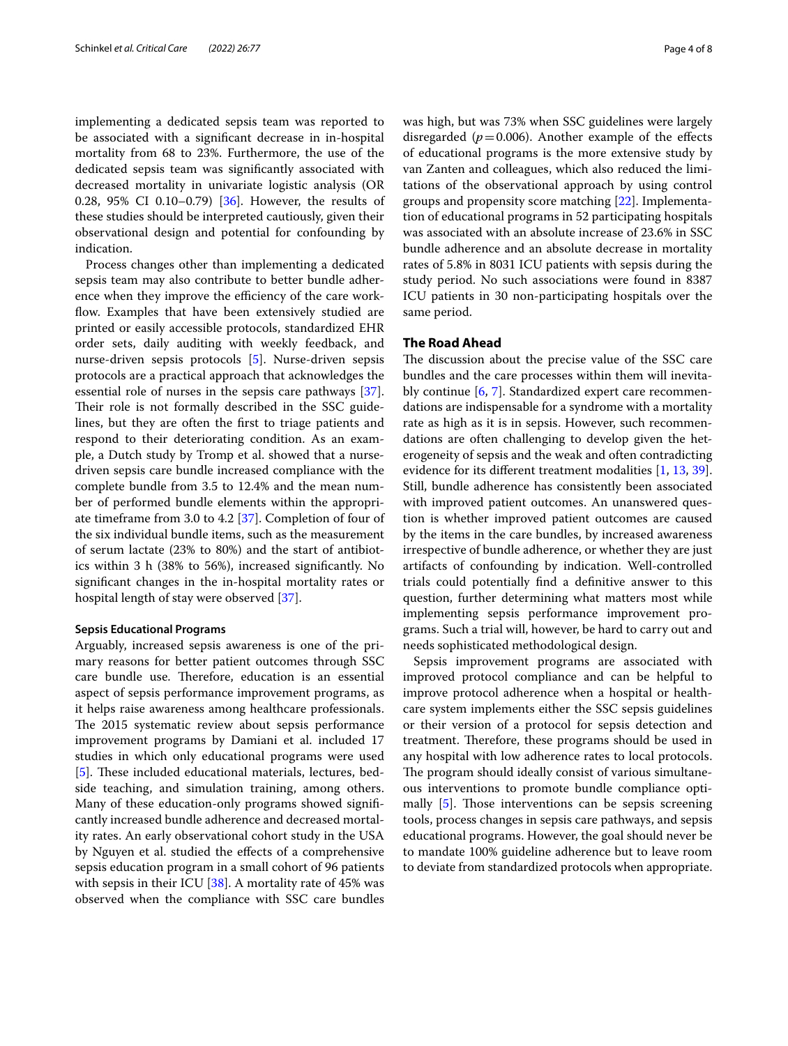implementing a dedicated sepsis team was reported to be associated with a significant decrease in in-hospital mortality from 68 to 23%. Furthermore, the use of the dedicated sepsis team was significantly associated with decreased mortality in univariate logistic analysis (OR 0.28, 95% CI 0.10–0.79) [36]. However, the results of these studies should be interpreted cautiously, given their observational design and potential for confounding by indication.

Process changes other than implementing a dedicated sepsis team may also contribute to better bundle adherence when they improve the efficiency of the care workflow. Examples that have been extensively studied are printed or easily accessible protocols, standardized EHR order sets, daily auditing with weekly feedback, and nurse-driven sepsis protocols [5]. Nurse-driven sepsis protocols are a practical approach that acknowledges the essential role of nurses in the sepsis care pathways [37]. Their role is not formally described in the SSC guidelines, but they are often the first to triage patients and respond to their deteriorating condition. As an example, a Dutch study by Tromp et al. showed that a nurse-driven sepsis care bundle increased compliance with the complete bundle from 3.5 to 12.4% and the mean number of performed bundle elements within the appropriate timeframe from 3.0 to 4.2 [37]. Completion of four of the six individual bundle items, such as the measurement of serum lactate (23% to 80%) and the start of antibiotics within 3 h (38% to 56%), increased significantly. No significant changes in the in-hospital mortality rates or hospital length of stay were observed [37].

### Sepsis Educational Programs

Arguably, increased sepsis awareness is one of the primary reasons for better patient outcomes through SSC care bundle use. Therefore, education is an essential aspect of sepsis performance improvement programs, as it helps raise awareness among healthcare professionals. The 2015 systematic review about sepsis performance improvement programs by Damiani et al. included 17 studies in which only educational programs were used [5]. These included educational materials, lectures, bedside teaching, and simulation training, among others. Many of these education-only programs showed significantly increased bundle adherence and decreased mortality rates. An early observational cohort study in the USA by Nguyen et al. studied the effects of a comprehensive sepsis education program in a small cohort of 96 patients with sepsis in their ICU [38]. A mortality rate of 45% was observed when the compliance with SSC care bundles was high, but was 73% when SSC guidelines were largely disregarded ($p = 0.006$). Another example of the effects of educational programs is the more extensive study by van Zanten and colleagues, which also reduced the limitations of the observational approach by using control groups and propensity score matching [22]. Implementation of educational programs in 52 participating hospitals was associated with an absolute increase of 23.6% in SSC bundle adherence and an absolute decrease in mortality rates of 5.8% in 8031 ICU patients with sepsis during the study period. No such associations were found in 8387 ICU patients in 30 non-participating hospitals over the same period.

## The Road Ahead

The discussion about the precise value of the SSC care bundles and the care processes within them will inevitably continue [6, 7]. Standardized expert care recommendations are indispensable for a syndrome with a mortality rate as high as it is in sepsis. However, such recommendations are often challenging to develop given the heterogeneity of sepsis and the weak and often contradicting evidence for its different treatment modalities [1, 13, 39]. Still, bundle adherence has consistently been associated with improved patient outcomes. An unanswered question is whether improved patient outcomes are caused by the items in the care bundles, by increased awareness irrespective of bundle adherence, or whether they are just artifacts of confounding by indication. Well-controlled trials could potentially find a definitive answer to this question, further determining what matters most while implementing sepsis performance improvement programs. Such a trial will, however, be hard to carry out and needs sophisticated methodological design.

Sepsis improvement programs are associated with improved protocol compliance and can be helpful to improve protocol adherence when a hospital or healthcare system implements either the SSC sepsis guidelines or their version of a protocol for sepsis detection and treatment. Therefore, these programs should be used in any hospital with low adherence rates to local protocols. The program should ideally consist of various simultaneous interventions to promote bundle compliance optimally [5]. Those interventions can be sepsis screening tools, process changes in sepsis care pathways, and sepsis educational programs. However, the goal should never be to mandate 100% guideline adherence but to leave room to deviate from standardized protocols when appropriate.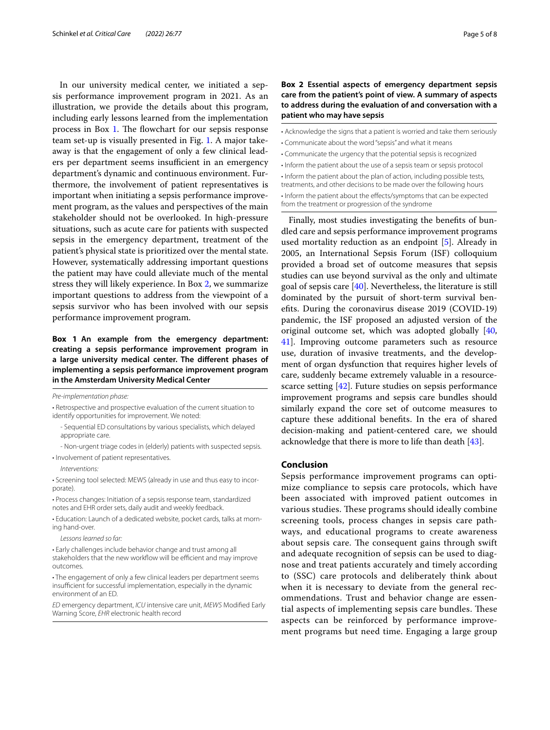In our university medical center, we initiated a sepsis performance improvement program in 2021. As an illustration, we provide the details about this program, including early lessons learned from the implementation process in Box 1. The flowchart for our sepsis response team set-up is visually presented in Fig. 1. A major takeaway is that the engagement of only a few clinical leaders per department seems insufficient in an emergency department's dynamic and continuous environment. Furthermore, the involvement of patient representatives is important when initiating a sepsis performance improvement program, as the values and perspectives of the main stakeholder should not be overlooked. In high-pressure situations, such as acute care for patients with suspected sepsis in the emergency department, treatment of the patient's physical state is prioritized over the mental state. However, systematically addressing important questions the patient may have could alleviate much of the mental stress they will likely experience. In Box 2, we summarize important questions to address from the viewpoint of a sepsis survivor who has been involved with our sepsis performance improvement program.

**Box 1 An example from the emergency department: creating a sepsis performance improvement program in a large university medical center. The different phases of implementing a sepsis performance improvement program in the Amsterdam University Medical Center**

*Pre-implementation phase:*

- Retrospective and prospective evaluation of the current situation to identify opportunities for improvement. We noted:
  - Sequential ED consultations by various specialists, which delayed appropriate care.
  - Non-urgent triage codes in (elderly) patients with suspected sepsis.
- Involvement of patient representatives.

*Interventions:*

- Screening tool selected: MEWS (already in use and thus easy to incorporate).
- Process changes: Initiation of a sepsis response team, standardized notes and EHR order sets, daily audit and weekly feedback.
- Education: Launch of a dedicated website, pocket cards, talks at morning hand-over.

*Lessons learned so far:*

- Early challenges include behavior change and trust among all stakeholders that the new workflow will be efficient and may improve outcomes.
- The engagement of only a few clinical leaders per department seems insufficient for successful implementation, especially in the dynamic environment of an ED.

*ED* emergency department, *ICU* intensive care unit, *MEWS* Modified Early Warning Score, *EHR* electronic health record

**Box 2 Essential aspects of emergency department sepsis care from the patient's point of view. A summary of aspects to address during the evaluation of and conversation with a patient who may have sepsis**

- Acknowledge the signs that a patient is worried and take them seriously
- Communicate about the word "sepsis" and what it means
- Communicate the urgency that the potential sepsis is recognized
- Inform the patient about the use of a sepsis team or sepsis protocol
- Inform the patient about the plan of action, including possible tests, treatments, and other decisions to be made over the following hours
- Inform the patient about the effects/symptoms that can be expected from the treatment or progression of the syndrome

Finally, most studies investigating the benefits of bundled care and sepsis performance improvement programs used mortality reduction as an endpoint [5]. Already in 2005, an International Sepsis Forum (ISF) colloquium provided a broad set of outcome measures that sepsis studies can use beyond survival as the only and ultimate goal of sepsis care [40]. Nevertheless, the literature is still dominated by the pursuit of short-term survival benefits. During the coronavirus disease 2019 (COVID-19) pandemic, the ISF proposed an adjusted version of the original outcome set, which was adopted globally [40, 41]. Improving outcome parameters such as resource use, duration of invasive treatments, and the development of organ dysfunction that requires higher levels of care, suddenly became extremely valuable in a resource-scarce setting [42]. Future studies on sepsis performance improvement programs and sepsis care bundles should similarly expand the core set of outcome measures to capture these additional benefits. In the era of shared decision-making and patient-centered care, we should acknowledge that there is more to life than death [43].

## Conclusion

Sepsis performance improvement programs can optimize compliance to sepsis care protocols, which have been associated with improved patient outcomes in various studies. These programs should ideally combine screening tools, process changes in sepsis care pathways, and educational programs to create awareness about sepsis care. The consequent gains through swift and adequate recognition of sepsis can be used to diagnose and treat patients accurately and timely according to (SSC) care protocols and deliberately think about when it is necessary to deviate from the general recommendations. Trust and behavior change are essential aspects of implementing sepsis care bundles. These aspects can be reinforced by performance improvement programs but need time. Engaging a large group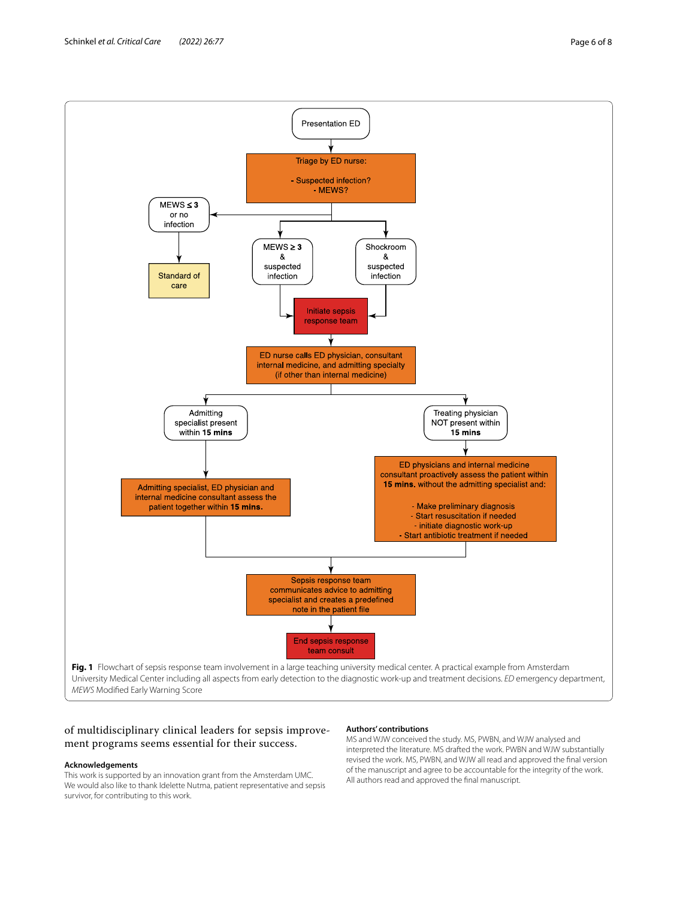**Fig. 1** Flowchart of sepsis response team involvement in a large teaching university medical center. A practical example from Amsterdam University Medical Center including all aspects from early detection to the diagnostic work-up and treatment decisions. *ED* emergency department, *MEWS* Modified Early Warning Score

of multidisciplinary clinical leaders for sepsis improvement programs seems essential for their success.

#### Acknowledgements

This work is supported by an innovation grant from the Amsterdam UMC. We would also like to thank Idelette Nutma, patient representative and sepsis survivor, for contributing to this work.

#### Authors' contributions

MS and WJW conceived the study. MS, PWBN, and WJW analysed and interpreted the literature. MS drafted the work. PWBN and WJW substantially revised the work. MS, PWBN, and WJW all read and approved the final version of the manuscript and agree to be accountable for the integrity of the work. All authors read and approved the final manuscript.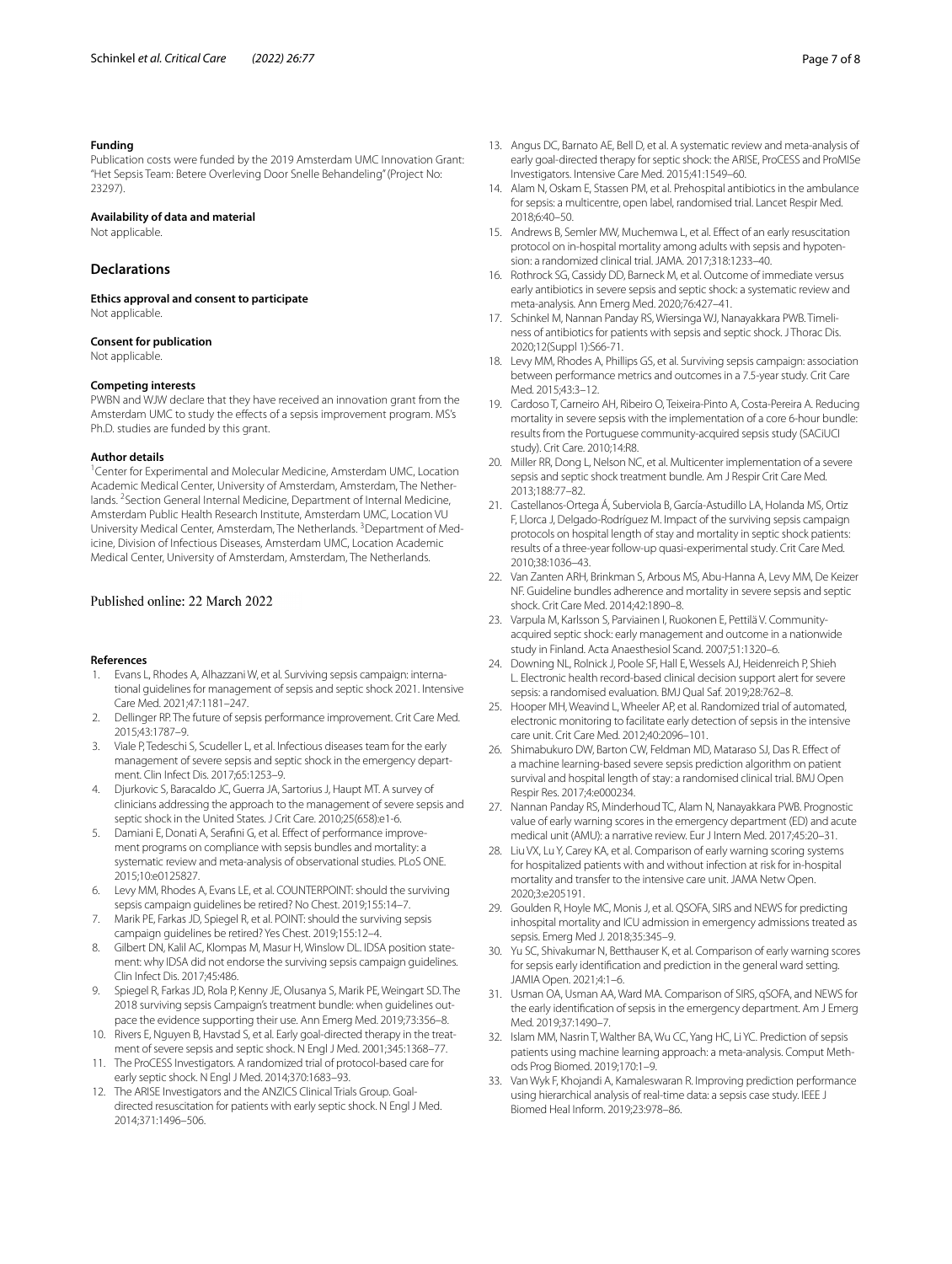### Funding

Publication costs were funded by the 2019 Amsterdam UMC Innovation Grant: "Het Sepsis Team: Betere Overleving Door Snelle Behandeling" (Project No: 23297).

### Availability of data and material

Not applicable.

## Declarations

### Ethics approval and consent to participate

Not applicable.

### Consent for publication

Not applicable.

### Competing interests

PWBN and WJW declare that they have received an innovation grant from the Amsterdam UMC to study the effects of a sepsis improvement program. MS's Ph.D. studies are funded by this grant.

### Author details

[1]Center for Experimental and Molecular Medicine, Amsterdam UMC, Location Academic Medical Center, University of Amsterdam, Amsterdam, The Netherlands. [2]Section General Internal Medicine, Department of Internal Medicine, Amsterdam Public Health Research Institute, Amsterdam UMC, Location VU University Medical Center, Amsterdam, The Netherlands. [3]Department of Medicine, Division of Infectious Diseases, Amsterdam UMC, Location Academic Medical Center, University of Amsterdam, Amsterdam, The Netherlands.

Published online: 22 March 2022

### References

1. Evans L, Rhodes A, Alhazzani W, et al. Surviving sepsis campaign: international guidelines for management of sepsis and septic shock 2021. Intensive Care Med. 2021;47:1181–247.
2. Dellinger RP. The future of sepsis performance improvement. Crit Care Med. 2015;43:1787–9.
3. Viale P, Tedeschi S, Scudeller L, et al. Infectious diseases team for the early management of severe sepsis and septic shock in the emergency department. Clin Infect Dis. 2017;65:1253–9.
4. Djurkovic S, Baracaldo JC, Guerra JA, Sartorius J, Haupt MT. A survey of clinicians addressing the approach to the management of severe sepsis and septic shock in the United States. J Crit Care. 2010;25(658):e1-6.
5. Damiani E, Donati A, Serafini G, et al. Effect of performance improvement programs on compliance with sepsis bundles and mortality: a systematic review and meta-analysis of observational studies. PLoS ONE. 2015;10:e0125827.
6. Levy MM, Rhodes A, Evans LE, et al. COUNTERPOINT: should the surviving sepsis campaign guidelines be retired? No Chest. 2019;155:14–7.
7. Marik PE, Farkas JD, Spiegel R, et al. POINT: should the surviving sepsis campaign guidelines be retired? Yes Chest. 2019;155:12–4.
8. Gilbert DN, Kalil AC, Klompas M, Masur H, Winslow DL. IDSA position statement: why IDSA did not endorse the surviving sepsis campaign guidelines. Clin Infect Dis. 2017;45:486.
9. Spiegel R, Farkas JD, Rola P, Kenny JE, Olusanya S, Marik PE, Weingart SD. The 2018 surviving sepsis Campaign's treatment bundle: when guidelines outpace the evidence supporting their use. Ann Emerg Med. 2019;73:356–8.
10. Rivers E, Nguyen B, Havstad S, et al. Early goal-directed therapy in the treatment of severe sepsis and septic shock. N Engl J Med. 2001;345:1368–77.
11. The ProCESS Investigators. A randomized trial of protocol-based care for early septic shock. N Engl J Med. 2014;370:1683–93.
12. The ARISE Investigators and the ANZICS Clinical Trials Group. Goal-directed resuscitation for patients with early septic shock. N Engl J Med. 2014;371:1496–506.
13. Angus DC, Barnato AE, Bell D, et al. A systematic review and meta-analysis of early goal-directed therapy for septic shock: the ARISE, ProCESS and ProMISe Investigators. Intensive Care Med. 2015;41:1549–60.
14. Alam N, Oskam E, Stassen PM, et al. Prehospital antibiotics in the ambulance for sepsis: a multicentre, open label, randomised trial. Lancet Respir Med. 2018;6:40–50.
15. Andrews B, Semler MW, Muchemwa L, et al. Effect of an early resuscitation protocol on in-hospital mortality among adults with sepsis and hypotension: a randomized clinical trial. JAMA. 2017;318:1233–40.
16. Rothrock SG, Cassidy DD, Barneck M, et al. Outcome of immediate versus early antibiotics in severe sepsis and septic shock: a systematic review and meta-analysis. Ann Emerg Med. 2020;76:427–41.
17. Schinkel M, Nannan Panday RS, Wiersinga WJ, Nanayakkara PWB. Timeliness of antibiotics for patients with sepsis and septic shock. J Thorac Dis. 2020;12(Suppl 1):S66-71.
18. Levy MM, Rhodes A, Phillips GS, et al. Surviving sepsis campaign: association between performance metrics and outcomes in a 7.5-year study. Crit Care Med. 2015;43:3–12.
19. Cardoso T, Carneiro AH, Ribeiro O, Teixeira-Pinto A, Costa-Pereira A. Reducing mortality in severe sepsis with the implementation of a core 6-hour bundle: results from the Portuguese community-acquired sepsis study (SACiUCI study). Crit Care. 2010;14:R8.
20. Miller RR, Dong L, Nelson NC, et al. Multicenter implementation of a severe sepsis and septic shock treatment bundle. Am J Respir Crit Care Med. 2013;188:77–82.
21. Castellanos-Ortega Á, Suberviola B, García-Astudillo LA, Holanda MS, Ortiz F, Llorca J, Delgado-Rodríguez M. Impact of the surviving sepsis campaign protocols on hospital length of stay and mortality in septic shock patients: results of a three-year follow-up quasi-experimental study. Crit Care Med. 2010;38:1036–43.
22. Van Zanten ARH, Brinkman S, Arbous MS, Abu-Hanna A, Levy MM, De Keizer NF. Guideline bundles adherence and mortality in severe sepsis and septic shock. Crit Care Med. 2014;42:1890–8.
23. Varpula M, Karlsson S, Parviainen I, Ruokonen E, Pettilä V. Community-acquired septic shock: early management and outcome in a nationwide study in Finland. Acta Anaesthesiol Scand. 2007;51:1320–6.
24. Downing NL, Rolnick J, Poole SF, Hall E, Wessels AJ, Heidenreich P, Shieh L. Electronic health record-based clinical decision support alert for severe sepsis: a randomised evaluation. BMJ Qual Saf. 2019;28:762–8.
25. Hooper MH, Weavind L, Wheeler AP, et al. Randomized trial of automated, electronic monitoring to facilitate early detection of sepsis in the intensive care unit. Crit Care Med. 2012;40:2096–101.
26. Shimabukuro DW, Barton CW, Feldman MD, Mataraso SJ, Das R. Effect of a machine learning-based severe sepsis prediction algorithm on patient survival and hospital length of stay: a randomised clinical trial. BMJ Open Respir Res. 2017;4:e000234.
27. Nannan Panday RS, Minderhoud TC, Alam N, Nanayakkara PWB. Prognostic value of early warning scores in the emergency department (ED) and acute medical unit (AMU): a narrative review. Eur J Intern Med. 2017;45:20–31.
28. Liu VX, Lu Y, Carey KA, et al. Comparison of early warning scoring systems for hospitalized patients with and without infection at risk for in-hospital mortality and transfer to the intensive care unit. JAMA Netw Open. 2020;3:e205191.
29. Goulden R, Hoyle MC, Monis J, et al. QSOFA, SIRS and NEWS for predicting inhospital mortality and ICU admission in emergency admissions treated as sepsis. Emerg Med J. 2018;35:345–9.
30. Yu SC, Shivakumar N, Betthauser K, et al. Comparison of early warning scores for sepsis early identification and prediction in the general ward setting. JAMIA Open. 2021;4:1–6.
31. Usman OA, Usman AA, Ward MA. Comparison of SIRS, qSOFA, and NEWS for the early identification of sepsis in the emergency department. Am J Emerg Med. 2019;37:1490–7.
32. Islam MM, Nasrin T, Walther BA, Wu CC, Yang HC, Li YC. Prediction of sepsis patients using machine learning approach: a meta-analysis. Comput Methods Prog Biomed. 2019;170:1–9.
33. Van Wyk F, Khojandi A, Kamaleswaran R. Improving prediction performance using hierarchical analysis of real-time data: a sepsis case study. IEEE J Biomed Heal Inform. 2019;23:978–86.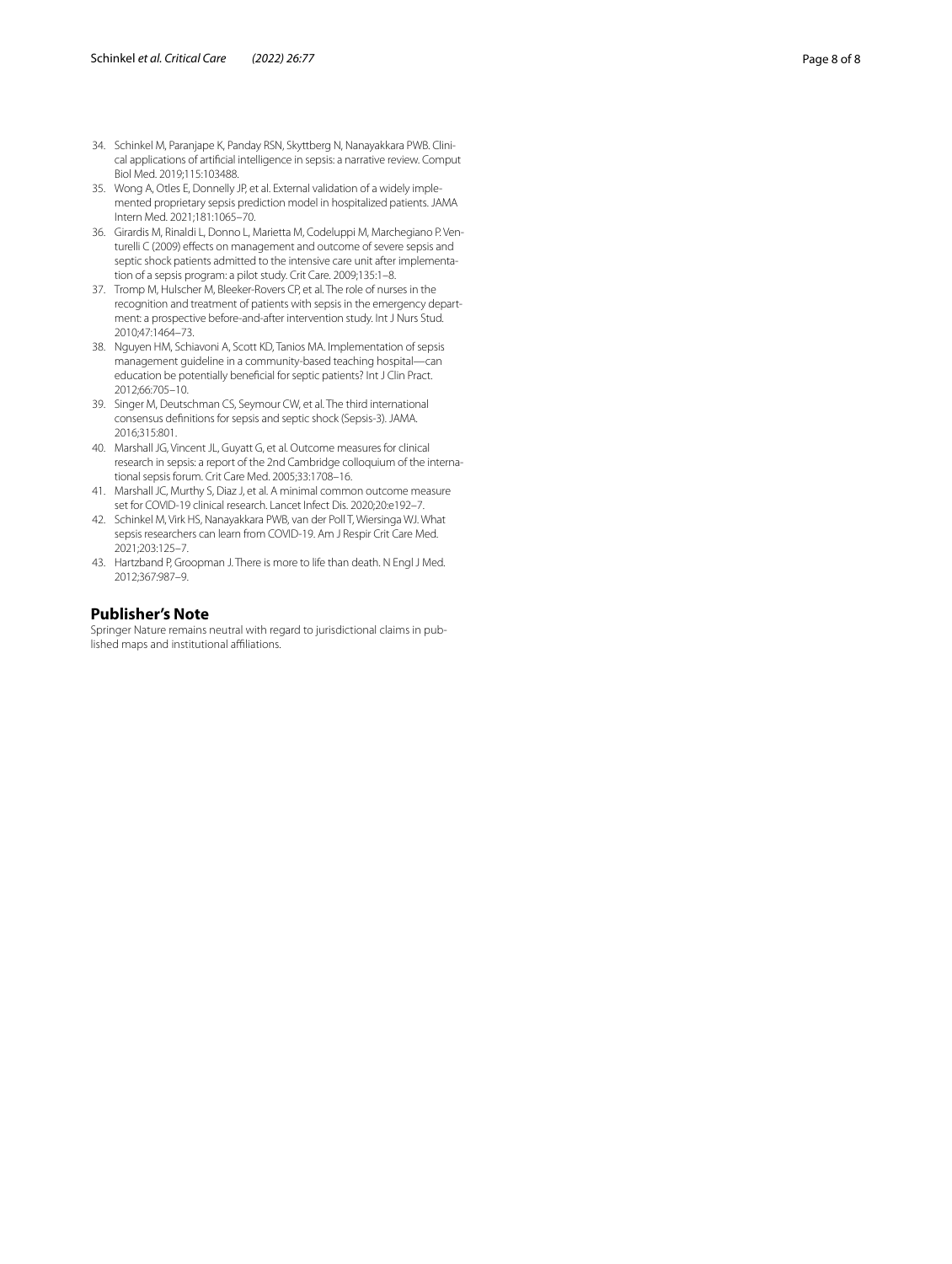34. Schinkel M, Paranjape K, Panday RSN, Skyttberg N, Nanayakkara PWB. Clinical applications of artificial intelligence in sepsis: a narrative review. Comput Biol Med. 2019;115:103488.
35. Wong A, Otles E, Donnelly JP, et al. External validation of a widely implemented proprietary sepsis prediction model in hospitalized patients. JAMA Intern Med. 2021;181:1065–70.
36. Girardis M, Rinaldi L, Donno L, Marietta M, Codeluppi M, Marchegiano P. Venturelli C (2009) effects on management and outcome of severe sepsis and septic shock patients admitted to the intensive care unit after implementation of a sepsis program: a pilot study. Crit Care. 2009;135:1–8.
37. Tromp M, Hulscher M, Bleeker-Rovers CP, et al. The role of nurses in the recognition and treatment of patients with sepsis in the emergency department: a prospective before-and-after intervention study. Int J Nurs Stud. 2010;47:1464–73.
38. Nguyen HM, Schiavoni A, Scott KD, Tanios MA. Implementation of sepsis management guideline in a community-based teaching hospital—can education be potentially beneficial for septic patients? Int J Clin Pract. 2012;66:705–10.
39. Singer M, Deutschman CS, Seymour CW, et al. The third international consensus definitions for sepsis and septic shock (Sepsis-3). JAMA. 2016;315:801.
40. Marshall JG, Vincent JL, Guyatt G, et al. Outcome measures for clinical research in sepsis: a report of the 2nd Cambridge colloquium of the international sepsis forum. Crit Care Med. 2005;33:1708–16.
41. Marshall JC, Murthy S, Diaz J, et al. A minimal common outcome measure set for COVID-19 clinical research. Lancet Infect Dis. 2020;20:e192–7.
42. Schinkel M, Virk HS, Nanayakkara PWB, van der Poll T, Wiersinga WJ. What sepsis researchers can learn from COVID-19. Am J Respir Crit Care Med. 2021;203:125–7.
43. Hartzband P, Groopman J. There is more to life than death. N Engl J Med. 2012;367:987–9.

## Publisher's Note

Springer Nature remains neutral with regard to jurisdictional claims in published maps and institutional affiliations.